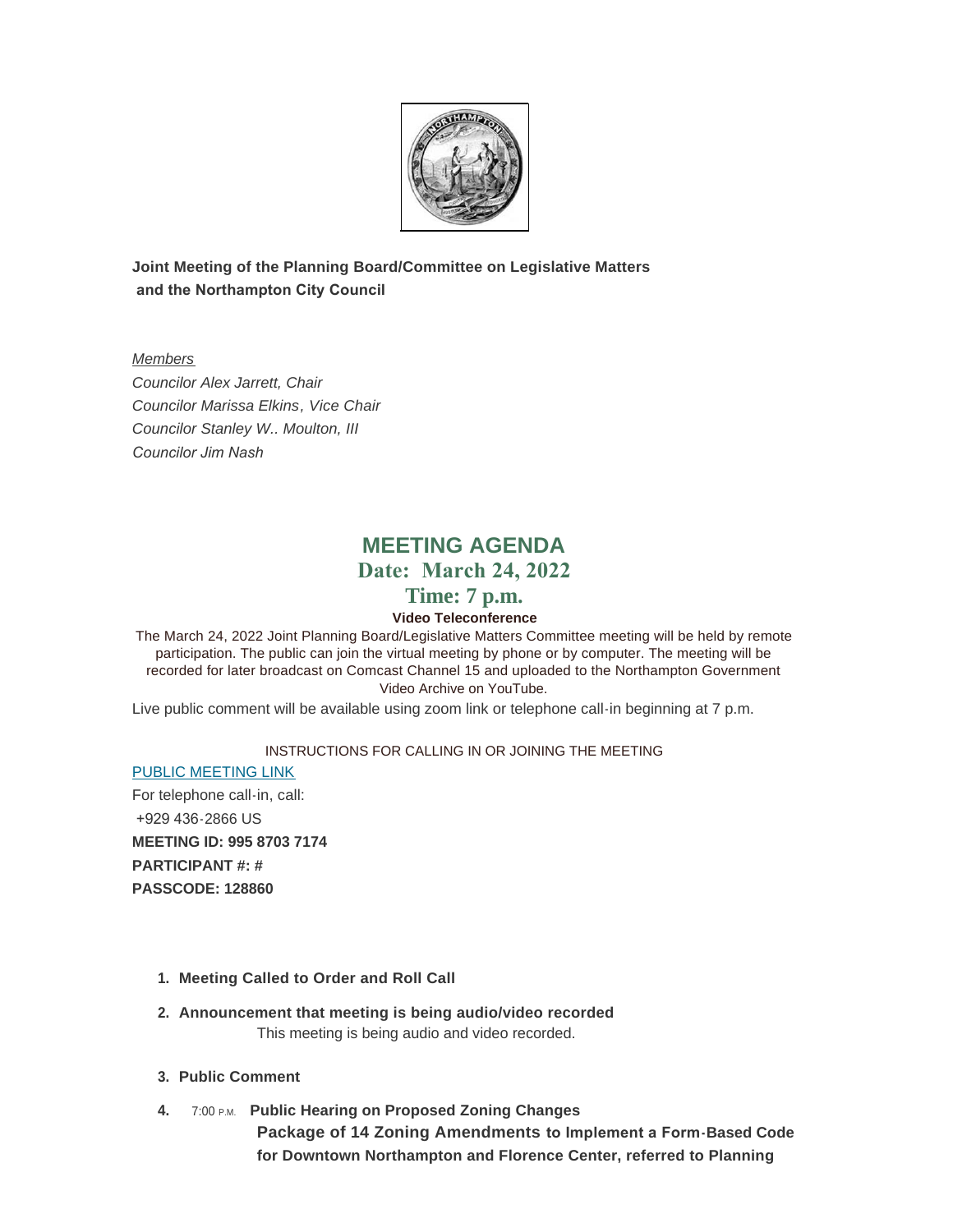**Joint Meeting of the Planning Board/Committee on Legislative Matters and the Northampton City Council**

*Members*

*Councilor Alex Jarrett, Chair*
*Councilor Marissa Elkins, Vice Chair*
*Councilor Stanley W.. Moulton, III*
*Councilor Jim Nash*

# MEETING AGENDA

## Date: March 24, 2022

## Time: 7 p.m.

**Video Teleconference**

The March 24, 2022 Joint Planning Board/Legislative Matters Committee meeting will be held by remote participation. The public can join the virtual meeting by phone or by computer. The meeting will be recorded for later broadcast on Comcast Channel 15 and uploaded to the Northampton Government Video Archive on YouTube.

Live public comment will be available using zoom link or telephone call-in beginning at 7 p.m.

INSTRUCTIONS FOR CALLING IN OR JOINING THE MEETING

PUBLIC MEETING LINK

For telephone call-in, call:

+929 436-2866 US

**MEETING ID: 995 8703 7174**

**PARTICIPANT #: #**

**PASSCODE: 128860**

1. **Meeting Called to Order and Roll Call**
2. **Announcement that meeting is being audio/video recorded**
   This meeting is being audio and video recorded.
3. **Public Comment**
4. 7:00 P.M. **Public Hearing on Proposed Zoning Changes**
   **Package of 14 Zoning Amendments to Implement a Form-Based Code for Downtown Northampton and Florence Center, referred to Planning**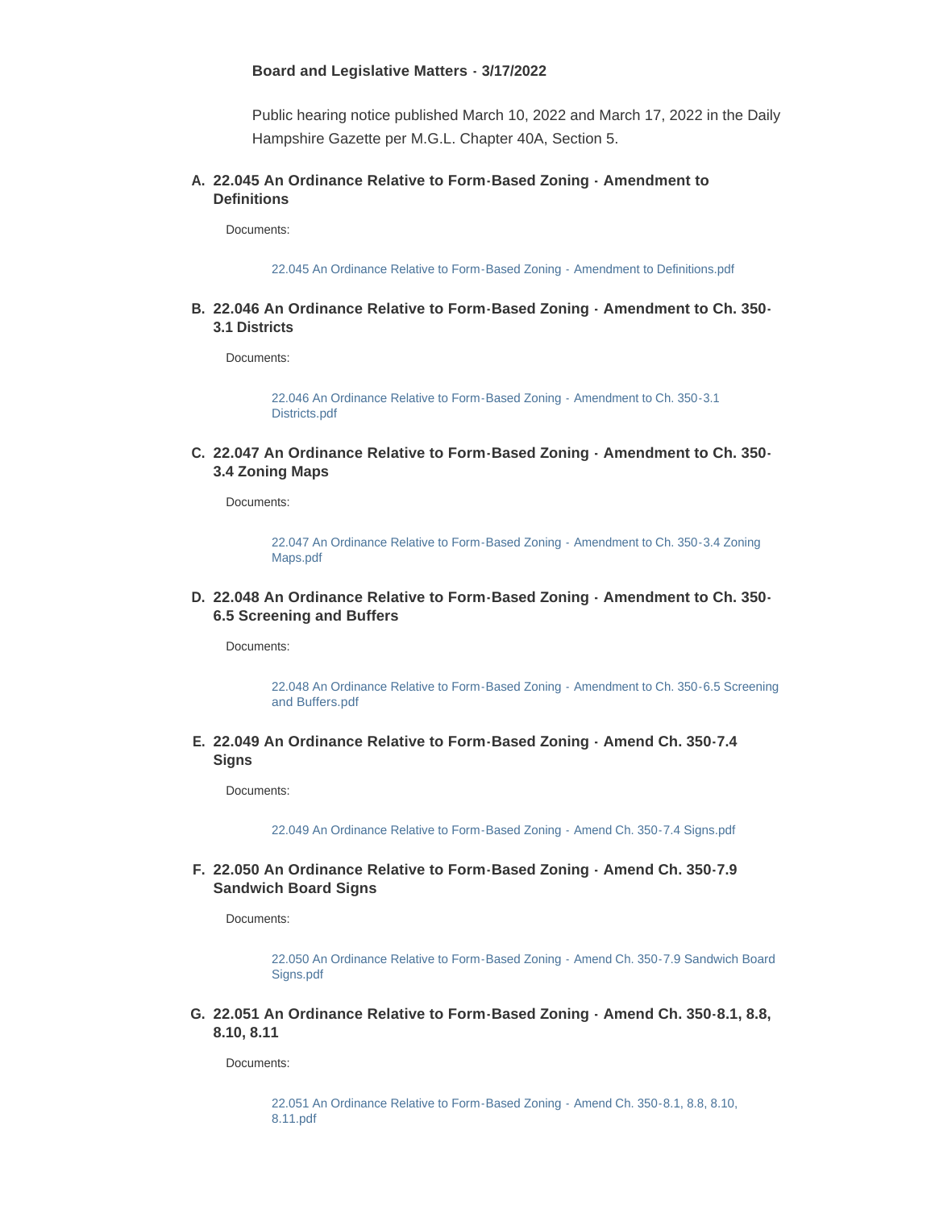**Board and Legislative Matters - 3/17/2022**

Public hearing notice published March 10, 2022 and March 17, 2022 in the Daily Hampshire Gazette per M.G.L. Chapter 40A, Section 5.

A. **22.045 An Ordinance Relative to Form-Based Zoning - Amendment to Definitions**

Documents:

22.045 An Ordinance Relative to Form-Based Zoning - Amendment to Definitions.pdf

B. **22.046 An Ordinance Relative to Form-Based Zoning - Amendment to Ch. 350-3.1 Districts**

Documents:

22.046 An Ordinance Relative to Form-Based Zoning - Amendment to Ch. 350-3.1 Districts.pdf

C. **22.047 An Ordinance Relative to Form-Based Zoning - Amendment to Ch. 350-3.4 Zoning Maps**

Documents:

22.047 An Ordinance Relative to Form-Based Zoning - Amendment to Ch. 350-3.4 Zoning Maps.pdf

D. **22.048 An Ordinance Relative to Form-Based Zoning - Amendment to Ch. 350-6.5 Screening and Buffers**

Documents:

22.048 An Ordinance Relative to Form-Based Zoning - Amendment to Ch. 350-6.5 Screening and Buffers.pdf

E. **22.049 An Ordinance Relative to Form-Based Zoning - Amend Ch. 350-7.4 Signs**

Documents:

22.049 An Ordinance Relative to Form-Based Zoning - Amend Ch. 350-7.4 Signs.pdf

F. **22.050 An Ordinance Relative to Form-Based Zoning - Amend Ch. 350-7.9 Sandwich Board Signs**

Documents:

22.050 An Ordinance Relative to Form-Based Zoning - Amend Ch. 350-7.9 Sandwich Board Signs.pdf

G. **22.051 An Ordinance Relative to Form-Based Zoning - Amend Ch. 350-8.1, 8.8, 8.10, 8.11**

Documents:

22.051 An Ordinance Relative to Form-Based Zoning - Amend Ch. 350-8.1, 8.8, 8.10, 8.11.pdf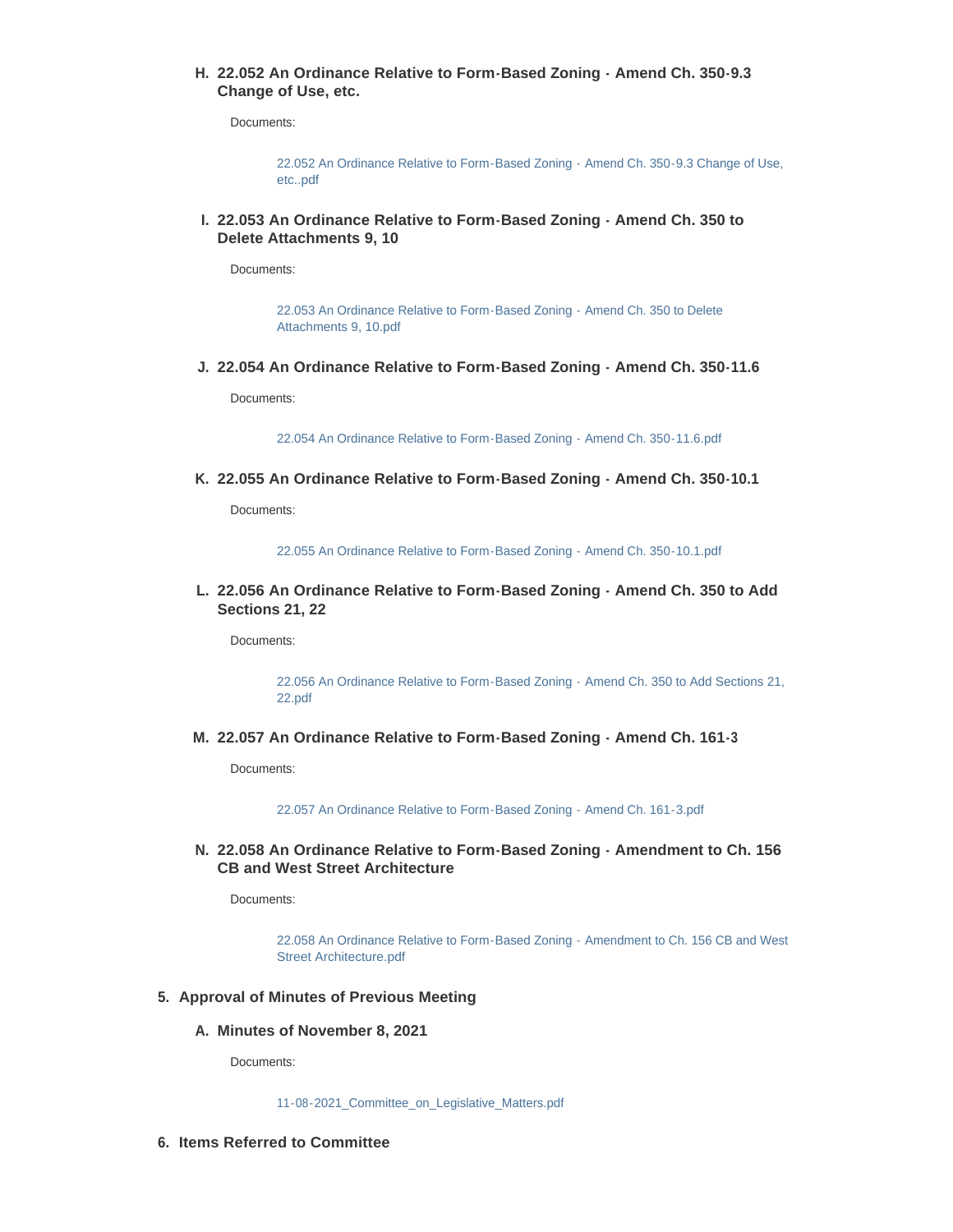H. **22.052 An Ordinance Relative to Form-Based Zoning - Amend Ch. 350-9.3 Change of Use, etc.**

   Documents:

   22.052 An Ordinance Relative to Form-Based Zoning - Amend Ch. 350-9.3 Change of Use, etc..pdf

I. **22.053 An Ordinance Relative to Form-Based Zoning - Amend Ch. 350 to Delete Attachments 9, 10**

   Documents:

   22.053 An Ordinance Relative to Form-Based Zoning - Amend Ch. 350 to Delete Attachments 9, 10.pdf

J. **22.054 An Ordinance Relative to Form-Based Zoning - Amend Ch. 350-11.6**

   Documents:

   22.054 An Ordinance Relative to Form-Based Zoning - Amend Ch. 350-11.6.pdf

K. **22.055 An Ordinance Relative to Form-Based Zoning - Amend Ch. 350-10.1**

   Documents:

   22.055 An Ordinance Relative to Form-Based Zoning - Amend Ch. 350-10.1.pdf

L. **22.056 An Ordinance Relative to Form-Based Zoning - Amend Ch. 350 to Add Sections 21, 22**

   Documents:

   22.056 An Ordinance Relative to Form-Based Zoning - Amend Ch. 350 to Add Sections 21, 22.pdf

M. **22.057 An Ordinance Relative to Form-Based Zoning - Amend Ch. 161-3**

   Documents:

   22.057 An Ordinance Relative to Form-Based Zoning - Amend Ch. 161-3.pdf

N. **22.058 An Ordinance Relative to Form-Based Zoning - Amendment to Ch. 156 CB and West Street Architecture**

   Documents:

   22.058 An Ordinance Relative to Form-Based Zoning - Amendment to Ch. 156 CB and West Street Architecture.pdf

5. **Approval of Minutes of Previous Meeting**

   A. **Minutes of November 8, 2021**

      Documents:

      11-08-2021_Committee_on_Legislative_Matters.pdf

6. **Items Referred to Committee**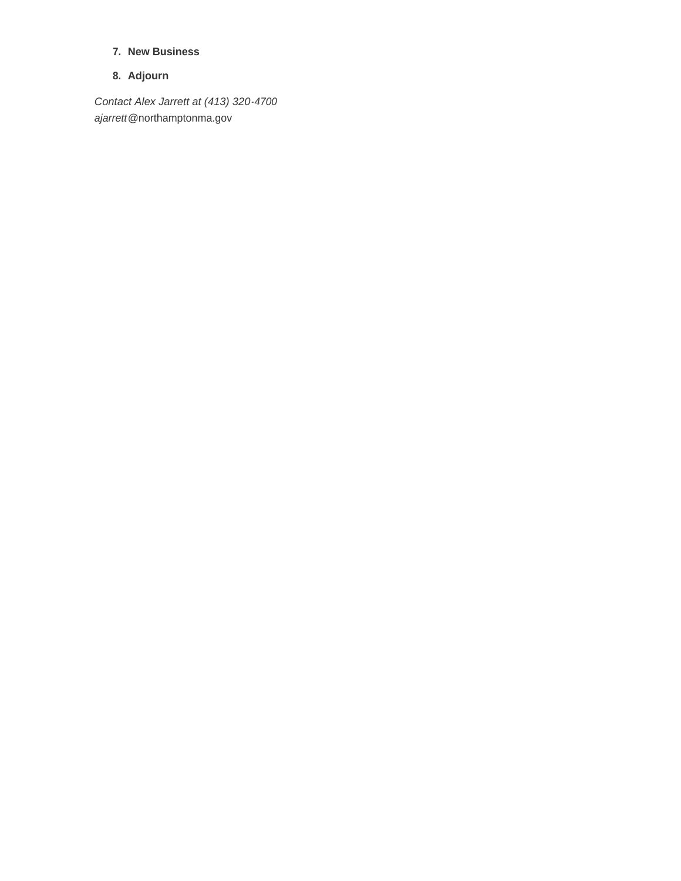7. **New Business**

8. **Adjourn**

*Contact Alex Jarrett at (413) 320-4700*
*ajarrett*@northamptonma.gov